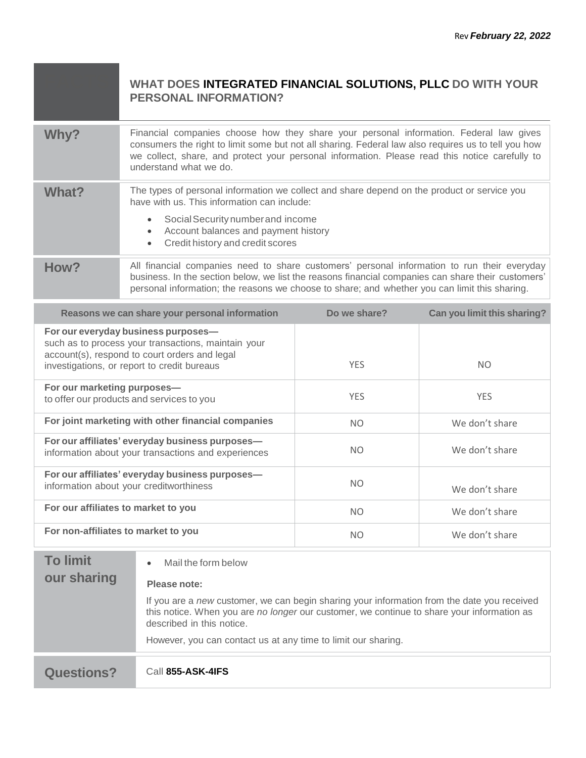Rev ***February 22, 2022***

## WHAT DOES INTEGRATED FINANCIAL SOLUTIONS, PLLC DO WITH YOUR PERSONAL INFORMATION?

| | |
|---|---|
| **Why?** | Financial companies choose how they share your personal information. Federal law gives consumers the right to limit some but not all sharing. Federal law also requires us to tell you how we collect, share, and protect your personal information. Please read this notice carefully to understand what we do. |
| **What?** | The types of personal information we collect and share depend on the product or service you have with us. This information can include:<br>• Social Security number and income<br>• Account balances and payment history<br>• Credit history and credit scores |
| **How?** | All financial companies need to share customers' personal information to run their everyday business. In the section below, we list the reasons financial companies can share their customers' personal information; the reasons we choose to share; and whether you can limit this sharing. |

| Reasons we can share your personal information | Do we share? | Can you limit this sharing? |
|---|---|---|
| **For our everyday business purposes—** such as to process your transactions, maintain your account(s), respond to court orders and legal investigations, or report to credit bureaus | YES | NO |
| **For our marketing purposes—** to offer our products and services to you | YES | YES |
| **For joint marketing with other financial companies** | NO | We don't share |
| **For our affiliates' everyday business purposes—** information about your transactions and experiences | NO | We don't share |
| **For our affiliates' everyday business purposes—** information about your creditworthiness | NO | We don't share |
| **For our affiliates to market to you** | NO | We don't share |
| **For non-affiliates to market to you** | NO | We don't share |

| | |
|---|---|
| **To limit our sharing** | • Mail the form below<br><br>**Please note:**<br><br>If you are a *new* customer, we can begin sharing your information from the date you received this notice. When you are *no longer* our customer, we continue to share your information as described in this notice.<br><br>However, you can contact us at any time to limit our sharing. |
| **Questions?** | Call **855-ASK-4IFS** |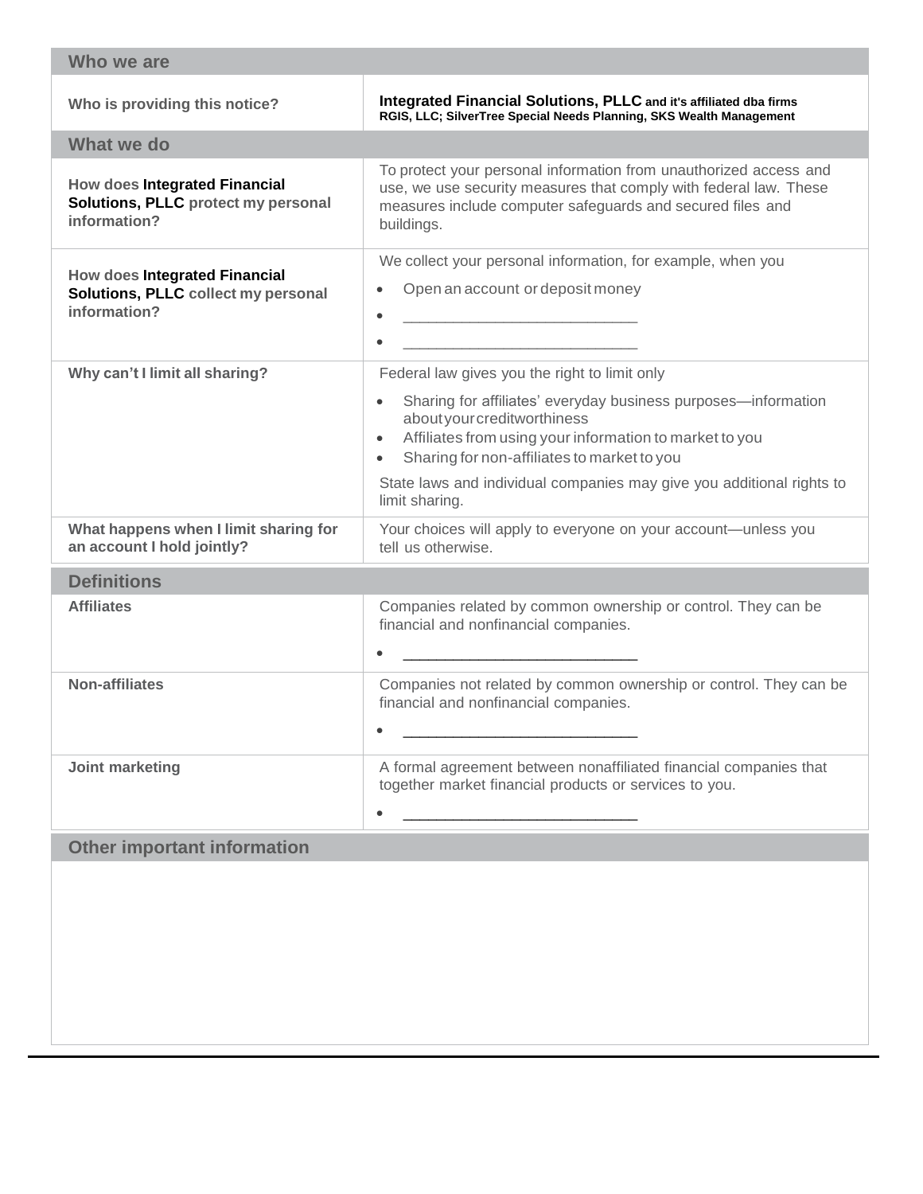| Who we are | |
|---|---|
| **Who is providing this notice?** | **Integrated Financial Solutions, PLLC and it's affiliated dba firms RGIS, LLC; SilverTree Special Needs Planning, SKS Wealth Management** |
| **What we do** | |
| **How does Integrated Financial Solutions, PLLC protect my personal information?** | To protect your personal information from unauthorized access and use, we use security measures that comply with federal law. These measures include computer safeguards and secured files and buildings. |
| **How does Integrated Financial Solutions, PLLC collect my personal information?** | We collect your personal information, for example, when you<br>• Open an account or deposit money<br>• ___________________________<br>• ___________________________ |
| **Why can't I limit all sharing?** | Federal law gives you the right to limit only<br>• Sharing for affiliates' everyday business purposes—information about your creditworthiness<br>• Affiliates from using your information to market to you<br>• Sharing for non-affiliates to market to you<br>State laws and individual companies may give you additional rights to limit sharing. |
| **What happens when I limit sharing for an account I hold jointly?** | Your choices will apply to everyone on your account—unless you tell us otherwise. |

| Definitions | |
|---|---|
| **Affiliates** | Companies related by common ownership or control. They can be financial and nonfinancial companies.<br>• ___________________________ |
| **Non-affiliates** | Companies not related by common ownership or control. They can be financial and nonfinancial companies.<br>• ___________________________ |
| **Joint marketing** | A formal agreement between nonaffiliated financial companies that together market financial products or services to you.<br>• ___________________________ |

## Other important information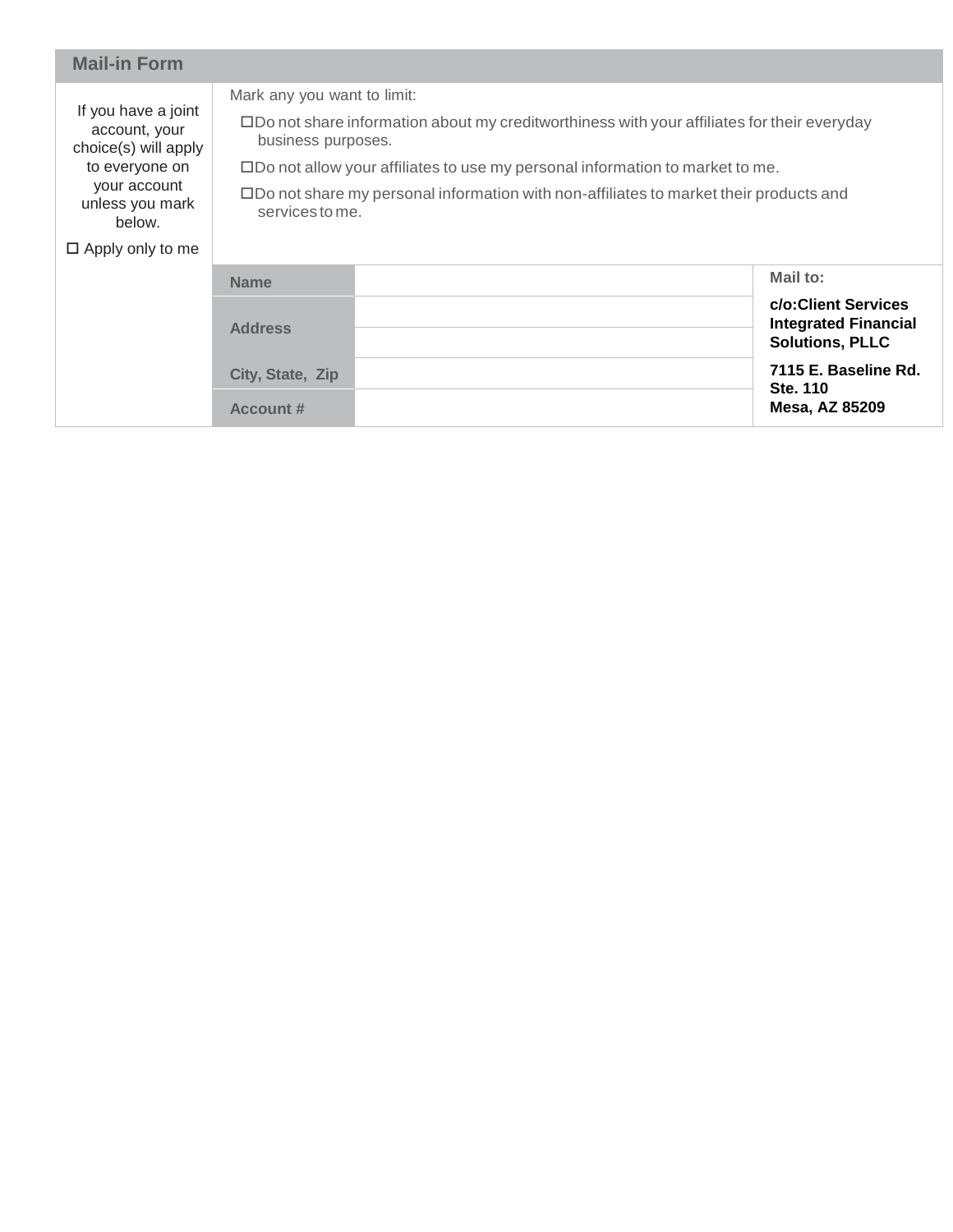## Mail-in Form

If you have a joint account, your choice(s) will apply to everyone on your account unless you mark below.

☐ Apply only to me

Mark any you want to limit:

- ☐Do not share information about my creditworthiness with your affiliates for their everyday business purposes.
- ☐Do not allow your affiliates to use my personal information to market to me.
- ☐Do not share my personal information with non-affiliates to market their products and services to me.

| | | |
|---|---|---|
| **Name** | | **Mail to:** |
| **Address** | | **c/o:Client Services Integrated Financial Solutions, PLLC** |
| | | |
| **City, State, Zip** | | **7115 E. Baseline Rd. Ste. 110** |
| **Account #** | | **Mesa, AZ 85209** |